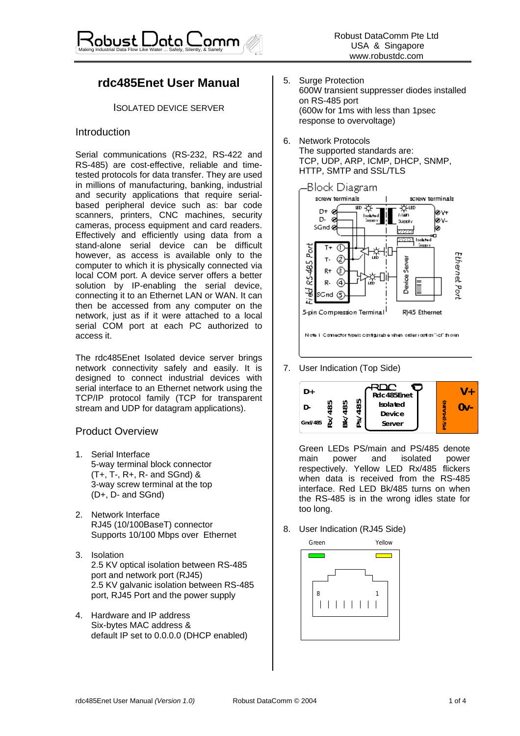# rdc485Enet User Manual

ISOLATED DEVICE SERVER

## Introduction

Serial communications (RS-232, RS-422 and RS-485) are cost-effective, reliable and time-tested protocols for data transfer. They are used in millions of manufacturing, banking, industrial and security applications that require serial-based peripheral device such as: bar code scanners, printers, CNC machines, security cameras, process equipment and card readers. Effectively and efficiently using data from a stand-alone serial device can be difficult however, as access is available only to the computer to which it is physically connected via local COM port. A device server offers a better solution by IP-enabling the serial device, connecting it to an Ethernet LAN or WAN. It can then be accessed from any computer on the network, just as if it were attached to a local serial COM port at each PC authorized to access it.

The rdc485Enet Isolated device server brings network connectivity safely and easily. It is designed to connect industrial devices with serial interface to an Ethernet network using the TCP/IP protocol family (TCP for transparent stream and UDP for datagram applications).

## Product Overview

1. Serial Interface
   5-way terminal block connector (T+, T-, R+, R- and SGnd) &
   3-way screw terminal at the top (D+, D- and SGnd)

2. Network Interface
   RJ45 (10/100BaseT) connector
   Supports 10/100 Mbps over Ethernet

3. Isolation
   2.5 KV optical isolation between RS-485 port and network port (RJ45)
   2.5 KV galvanic isolation between RS-485 port, RJ45 Port and the power supply

4. Hardware and IP address
   Six-bytes MAC address &
   default IP set to 0.0.0.0 (DHCP enabled)

5. Surge Protection
   600W transient suppresser diodes installed on RS-485 port
   (600w for 1ms with less than 1psec response to overvoltage)

6. Network Protocols
   The supported standards are:
   TCP, UDP, ARP, ICMP, DHCP, SNMP, HTTP, SMTP and SSL/TLS

Block Diagram

7. User Indication (Top Side)

   Green LEDs PS/main and PS/485 denote main power and isolated power respectively. Yellow LED Rx/485 flickers when data is received from the RS-485 interface. Red LED Bk/485 turns on when the RS-485 is in the wrong idles state for too long.

8. User Indication (RJ45 Side)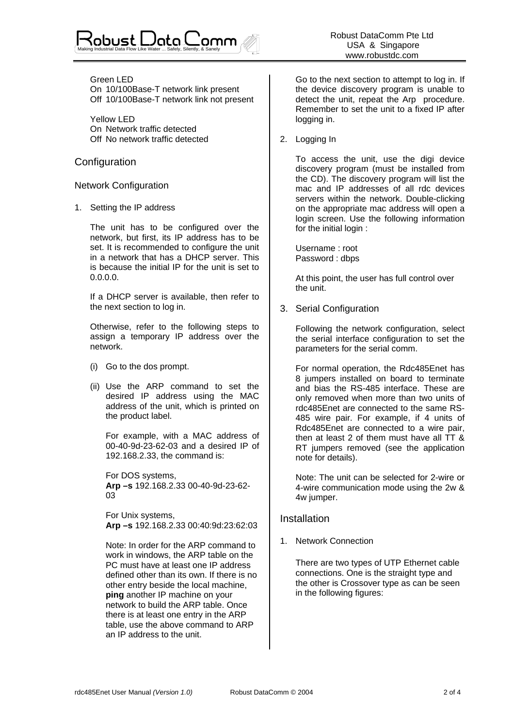Green LED
On 10/100Base-T network link present
Off 10/100Base-T network link not present

Yellow LED
On Network traffic detected
Off No network traffic detected

# Configuration

## Network Configuration

1. Setting the IP address

   The unit has to be configured over the network, but first, its IP address has to be set. It is recommended to configure the unit in a network that has a DHCP server. This is because the initial IP for the unit is set to 0.0.0.0.

   If a DHCP server is available, then refer to the next section to log in.

   Otherwise, refer to the following steps to assign a temporary IP address over the network.

   (i) Go to the dos prompt.

   (ii) Use the ARP command to set the desired IP address using the MAC address of the unit, which is printed on the product label.

   For example, with a MAC address of 00-40-9d-23-62-03 and a desired IP of 192.168.2.33, the command is:

   For DOS systems,
   **Arp –s** 192.168.2.33 00-40-9d-23-62-03

   For Unix systems,
   **Arp –s** 192.168.2.33 00:40:9d:23:62:03

   Note: In order for the ARP command to work in windows, the ARP table on the PC must have at least one IP address defined other than its own. If there is no other entry beside the local machine, **ping** another IP machine on your network to build the ARP table. Once there is at least one entry in the ARP table, use the above command to ARP an IP address to the unit.

   Go to the next section to attempt to log in. If the device discovery program is unable to detect the unit, repeat the Arp procedure. Remember to set the unit to a fixed IP after logging in.

2. Logging In

   To access the unit, use the digi device discovery program (must be installed from the CD). The discovery program will list the mac and IP addresses of all rdc devices servers within the network. Double-clicking on the appropriate mac address will open a login screen. Use the following information for the initial login :

   Username : root
   Password : dbps

   At this point, the user has full control over the unit.

3. Serial Configuration

   Following the network configuration, select the serial interface configuration to set the parameters for the serial comm.

   For normal operation, the Rdc485Enet has 8 jumpers installed on board to terminate and bias the RS-485 interface. These are only removed when more than two units of rdc485Enet are connected to the same RS-485 wire pair. For example, if 4 units of Rdc485Enet are connected to a wire pair, then at least 2 of them must have all TT & RT jumpers removed (see the application note for details).

   Note: The unit can be selected for 2-wire or 4-wire communication mode using the 2w & 4w jumper.

# Installation

1. Network Connection

   There are two types of UTP Ethernet cable connections. One is the straight type and the other is Crossover type as can be seen in the following figures: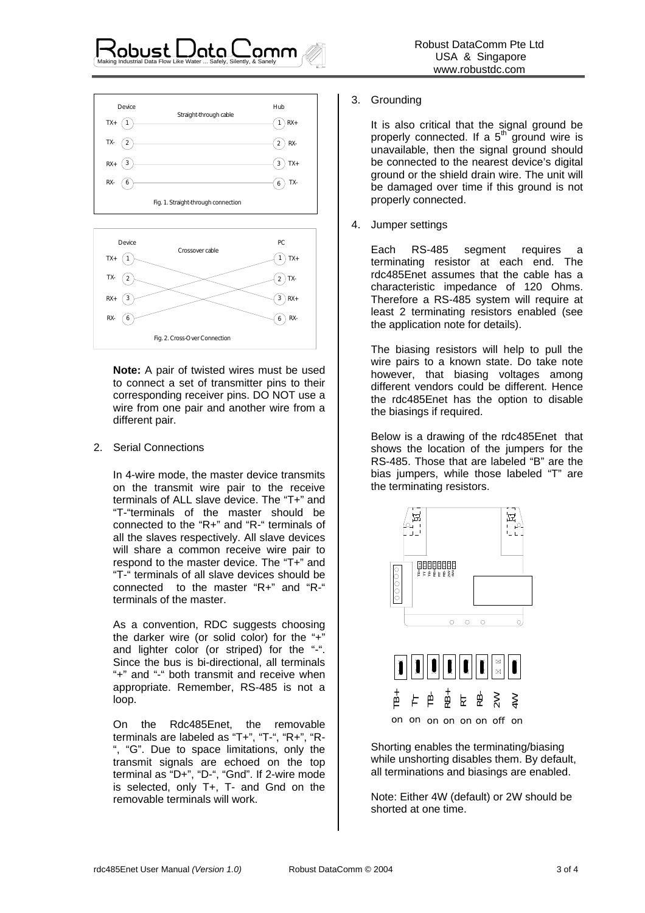Fig. 1. Straight-through connection

Fig. 2. Cross-Over Connection

**Note:** A pair of twisted wires must be used to connect a set of transmitter pins to their corresponding receiver pins. DO NOT use a wire from one pair and another wire from a different pair.

2. Serial Connections

   In 4-wire mode, the master device transmits on the transmit wire pair to the receive terminals of ALL slave device. The "T+" and "T-"terminals of the master should be connected to the "R+" and "R-" terminals of all the slaves respectively. All slave devices will share a common receive wire pair to respond to the master device. The "T+" and "T-" terminals of all slave devices should be connected to the master "R+" and "R-" terminals of the master.

   As a convention, RDC suggests choosing the darker wire (or solid color) for the "+" and lighter color (or striped) for the "-". Since the bus is bi-directional, all terminals "+" and "-" both transmit and receive when appropriate. Remember, RS-485 is not a loop.

   On the Rdc485Enet, the removable terminals are labeled as "T+", "T-", "R+", "R-", "G". Due to space limitations, only the transmit signals are echoed on the top terminal as "D+", "D-", "Gnd". If 2-wire mode is selected, only T+, T- and Gnd on the removable terminals will work.

3. Grounding

   It is also critical that the signal ground be properly connected. If a 5th ground wire is unavailable, then the signal ground should be connected to the nearest device's digital ground or the shield drain wire. The unit will be damaged over time if this ground is not properly connected.

4. Jumper settings

   Each RS-485 segment requires a terminating resistor at each end. The rdc485Enet assumes that the cable has a characteristic impedance of 120 Ohms. Therefore a RS-485 system will require at least 2 terminating resistors enabled (see the application note for details).

   The biasing resistors will help to pull the wire pairs to a known state. Do take note however, that biasing voltages among different vendors could be different. Hence the rdc485Enet has the option to disable the biasings if required.

   Below is a drawing of the rdc485Enet that shows the location of the jumpers for the RS-485. Those that are labeled "B" are the bias jumpers, while those labeled "T" are the terminating resistors.

| TB+ | TT | TB- | RB+ | RT | RB- | 2W | 4W |
|---|---|---|---|---|---|---|---|
| on | on | on | on | on | on | off | on |

Shorting enables the terminating/biasing while unshorting disables them. By default, all terminations and biasings are enabled.

Note: Either 4W (default) or 2W should be shorted at one time.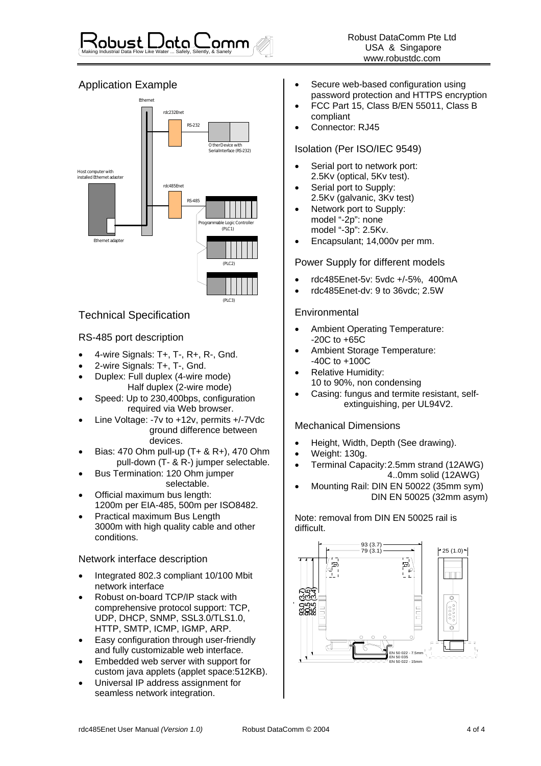## Application Example

Ethernet

rdc232Enet

RS-232

Other Device with Serial Interface (RS-232)

Host computer with installed Ethernet adapter

rdc485Enet

RS-485

Programmable Logic Controller (PLC1)

(PLC2)

(PLC3)

Ethernet adapter

## Technical Specification

### RS-485 port description

- 4-wire Signals: T+, T-, R+, R-, Gnd.
- 2-wire Signals: T+, T-, Gnd.
- Duplex: Full duplex (4-wire mode)
  Half duplex (2-wire mode)
- Speed: Up to 230,400bps, configuration required via Web browser.
- Line Voltage: -7v to +12v, permits +/-7Vdc ground difference between devices.
- Bias: 470 Ohm pull-up (T+ & R+), 470 Ohm pull-down (T- & R-) jumper selectable.
- Bus Termination: 120 Ohm jumper selectable.
- Official maximum bus length:
  1200m per EIA-485, 500m per ISO8482.
- Practical maximum Bus Length
  3000m with high quality cable and other conditions.

### Network interface description

- Integrated 802.3 compliant 10/100 Mbit network interface
- Robust on-board TCP/IP stack with comprehensive protocol support: TCP, UDP, DHCP, SNMP, SSL3.0/TLS1.0, HTTP, SMTP, ICMP, IGMP, ARP.
- Easy configuration through user-friendly and fully customizable web interface.
- Embedded web server with support for custom java applets (applet space:512KB).
- Universal IP address assignment for seamless network integration.
- Secure web-based configuration using password protection and HTTPS encryption
- FCC Part 15, Class B/EN 55011, Class B compliant
- Connector: RJ45

### Isolation (Per ISO/IEC 9549)

- Serial port to network port:
  2.5Kv (optical, 5Kv test).
- Serial port to Supply:
  2.5Kv (galvanic, 3Kv test)
- Network port to Supply:
  model "-2p": none
  model "-3p": 2.5Kv.
- Encapsulant; 14,000v per mm.

### Power Supply for different models

- rdc485Enet-5v: 5vdc +/-5%, 400mA
- rdc485Enet-dv: 9 to 36vdc; 2.5W

### Environmental

- Ambient Operating Temperature:
  -20C to +65C
- Ambient Storage Temperature:
  -40C to +100C
- Relative Humidity:
  10 to 90%, non condensing
- Casing: fungus and termite resistant, self-extinguishing, per UL94V2.

### Mechanical Dimensions

- Height, Width, Depth (See drawing).
- Weight: 130g.
- Terminal Capacity: 2.5mm strand (12AWG)
  4..0mm solid (12AWG)
- Mounting Rail: DIN EN 50022 (35mm sym)
  DIN EN 50025 (32mm asym)

Note: removal from DIN EN 50025 rail is difficult.

93 (3.7)
79 (3.1)
25 (1.0)
93.0 (3.7)
90.5 (3.6)
85.5 (3.4)
EN 50 022 - 7.5mm
EN 50 035
EN 50 022 - 15mm